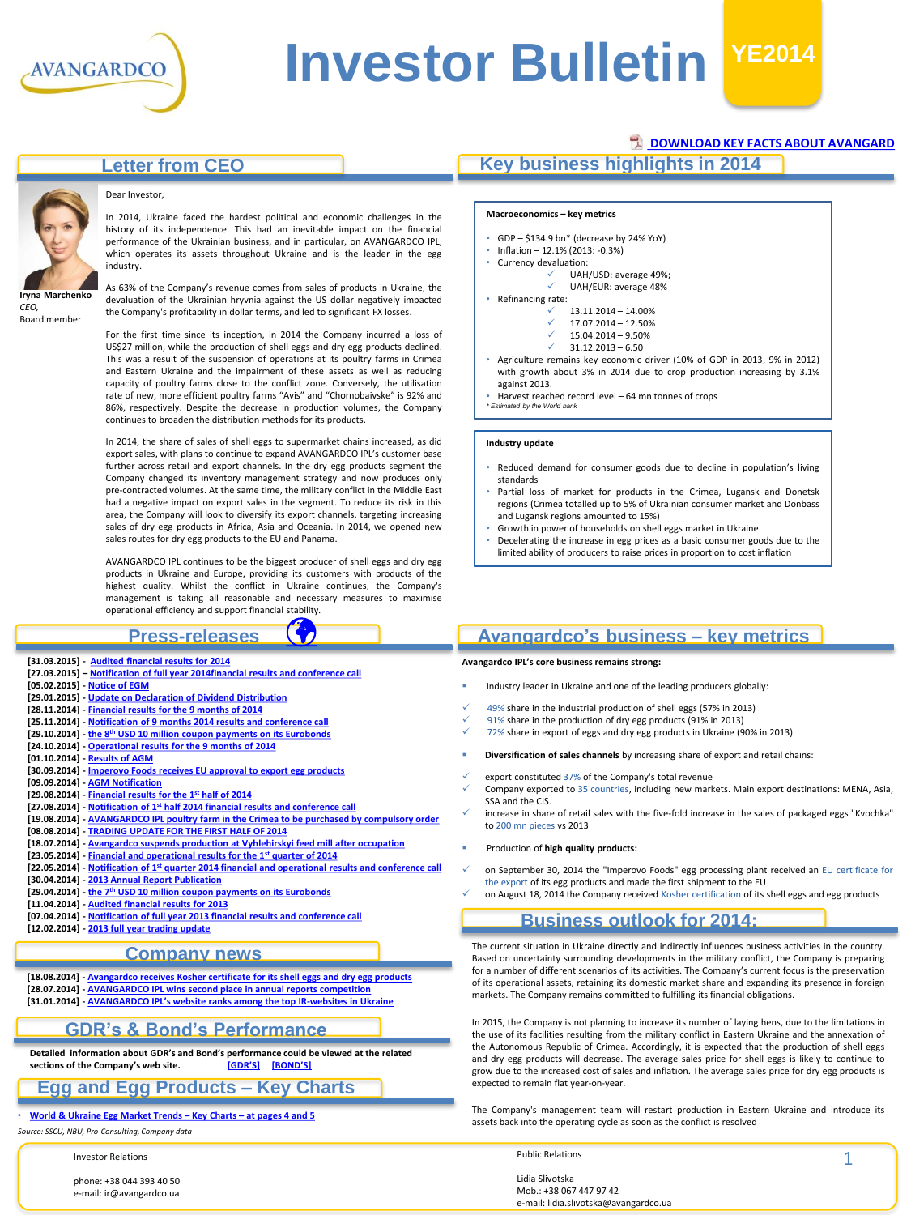# Investor Bulletin YE2014

DOWNLOAD KEY FACTS ABOUT AVANGARD

## Letter from CEO

Iryna Marchenko
*CEO,*
Board member

Dear Investor,

In 2014, Ukraine faced the hardest political and economic challenges in the history of its independence. This had an inevitable impact on the financial performance of the Ukrainian business, and in particular, on AVANGARDCO IPL, which operates its assets throughout Ukraine and is the leader in the egg industry.

As 63% of the Company's revenue comes from sales of products in Ukraine, the devaluation of the Ukrainian hryvnia against the US dollar negatively impacted the Company's profitability in dollar terms, and led to significant FX losses.

For the first time since its inception, in 2014 the Company incurred a loss of US$27 million, while the production of shell eggs and dry egg products declined. This was a result of the suspension of operations at its poultry farms in Crimea and Eastern Ukraine and the impairment of these assets as well as reducing capacity of poultry farms close to the conflict zone. Conversely, the utilisation rate of new, more efficient poultry farms "Avis" and "Chornobaivske" is 92% and 86%, respectively. Despite the decrease in production volumes, the Company continues to broaden the distribution methods for its products.

In 2014, the share of sales of shell eggs to supermarket chains increased, as did export sales, with plans to continue to expand AVANGARDCO IPL's customer base further across retail and export channels. In the dry egg products segment the Company changed its inventory management strategy and now produces only pre-contracted volumes. At the same time, the military conflict in the Middle East had a negative impact on export sales in the segment. To reduce its risk in this area, the Company will look to diversify its export channels, targeting increasing sales of dry egg products in Africa, Asia and Oceania. In 2014, we opened new sales routes for dry egg products to the EU and Panama.

AVANGARDCO IPL continues to be the biggest producer of shell eggs and dry egg products in Ukraine and Europe, providing its customers with products of the highest quality. Whilst the conflict in Ukraine continues, the Company's management is taking all reasonable and necessary measures to maximise operational efficiency and support financial stability.

## Key business highlights in 2014

**Macroeconomics – key metrics**

- GDP – $134.9 bn* (decrease by 24% YoY)
- Inflation – 12.1% (2013: -0.3%)
- Currency devaluation:
  - ✓ UAH/USD: average 49%;
  - ✓ UAH/EUR: average 48%
- Refinancing rate:
  - ✓ 13.11.2014 – 14.00%
  - ✓ 17.07.2014 – 12.50%
  - ✓ 15.04.2014 – 9.50%
  - ✓ 31.12.2013 – 6.50
- Agriculture remains key economic driver (10% of GDP in 2013, 9% in 2012) with growth about 3% in 2014 due to crop production increasing by 3.1% against 2013.
- Harvest reached record level – 64 mn tonnes of crops

*\* Estimated by the World bank*

**Industry update**

- Reduced demand for consumer goods due to decline in population's living standards
- Partial loss of market for products in the Crimea, Lugansk and Donetsk regions (Crimea totalled up to 5% of Ukrainian consumer market and Donbass and Lugansk regions amounted to 15%)
- Growth in power of households on shell eggs market in Ukraine
- Decelerating the increase in egg prices as a basic consumer goods due to the limited ability of producers to raise prices in proportion to cost inflation

## Press-releases

- [31.03.2015] - Audited financial results for 2014
- [27.03.2015] – Notification of full year 2014financial results and conference call
- [05.02.2015] - Notice of EGM
- [29.01.2015] - Update on Declaration of Dividend Distribution
- [28.11.2014] - Financial results for the 9 months of 2014
- [25.11.2014] - Notification of 9 months 2014 results and conference call
- [29.10.2014] - the 8th USD 10 million coupon payments on its Eurobonds
- [24.10.2014] - Operational results for the 9 months of 2014
- [01.10.2014] - Results of AGM
- [30.09.2014] - Imperovo Foods receives EU approval to export egg products
- [09.09.2014] - AGM Notification
- [29.08.2014] - Financial results for the 1st half of 2014
- [27.08.2014] - Notification of 1st half 2014 financial results and conference call
- [19.08.2014] - AVANGARDCO IPL poultry farm in the Crimea to be purchased by compulsory order
- [08.08.2014] - TRADING UPDATE FOR THE FIRST HALF OF 2014
- [18.07.2014] - Avangardco suspends production at Vyhlehirskyi feed mill after occupation
- [23.05.2014] - Financial and operational results for the 1st quarter of 2014
- [22.05.2014] - Notification of 1st quarter 2014 financial and operational results and conference call
- [30.04.2014] - 2013 Annual Report Publication
- [29.04.2014] - the 7th USD 10 million coupon payments on its Eurobonds
- [11.04.2014] - Audited financial results for 2013
- [07.04.2014] - Notification of full year 2013 financial results and conference call
- [12.02.2014] - 2013 full year trading update

## Company news

- [18.08.2014] - Avangardco receives Kosher certificate for its shell eggs and dry egg products
- [28.07.2014] - AVANGARDCO IPL wins second place in annual reports competition
- [31.01.2014] - AVANGARDCO IPL's website ranks among the top IR-websites in Ukraine

## GDR's & Bond's Performance

**Detailed information about GDR's and Bond's performance could be viewed at the related sections of the Company's web site.** [GDR'S] [BOND'S]

## Egg and Egg Products – Key Charts

- World & Ukraine Egg Market Trends – Key Charts – at pages 4 and 5

*Source: SSCU, NBU, Pro-Consulting, Company data*

## Avangardco's business – key metrics

**Avangardco IPL's core business remains strong:**

- Industry leader in Ukraine and one of the leading producers globally:
  - ✓ 49% share in the industrial production of shell eggs (57% in 2013)
  - ✓ 91% share in the production of dry egg products (91% in 2013)
  - ✓ 72% share in export of eggs and dry egg products in Ukraine (90% in 2013)
- **Diversification of sales channels** by increasing share of export and retail chains:
  - ✓ export constituted 37% of the Company's total revenue
  - ✓ Company exported to 35 countries, including new markets. Main export destinations: MENA, Asia, SSA and the CIS.
  - ✓ increase in share of retail sales with the five-fold increase in the sales of packaged eggs "Kvochka" to 200 mn pieces vs 2013
- Production of **high quality products:**
  - ✓ on September 30, 2014 the "Imperovo Foods" egg processing plant received an EU certificate for the export of its egg products and made the first shipment to the EU
  - ✓ on August 18, 2014 the Company received Kosher certification of its shell eggs and egg products

## Business outlook for 2014:

The current situation in Ukraine directly and indirectly influences business activities in the country. Based on uncertainty surrounding developments in the military conflict, the Company is preparing for a number of different scenarios of its activities. The Company's current focus is the preservation of its operational assets, retaining its domestic market share and expanding its presence in foreign markets. The Company remains committed to fulfilling its financial obligations.

In 2015, the Company is not planning to increase its number of laying hens, due to the limitations in the use of its facilities resulting from the military conflict in Eastern Ukraine and the annexation of the Autonomous Republic of Crimea. Accordingly, it is expected that the production of shell eggs and dry egg products will decrease. The average sales price for shell eggs is likely to continue to grow due to the increased cost of sales and inflation. The average sales price for dry egg products is expected to remain flat year-on-year.

The Company's management team will restart production in Eastern Ukraine and introduce its assets back into the operating cycle as soon as the conflict is resolved

---

Investor Relations

phone: +38 044 393 40 50
e-mail: ir@avangardco.ua

Public Relations

Lidia Slivotska
Mob.: +38 067 447 97 42
e-mail: lidia.slivotska@avangardco.ua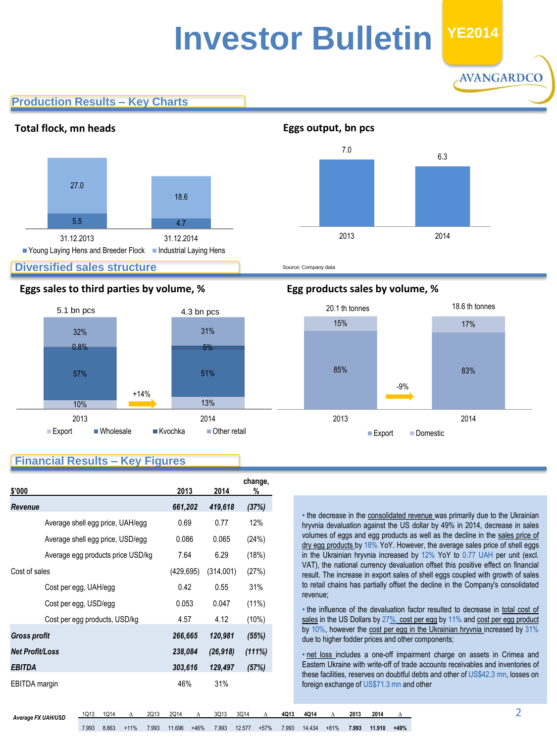# Investor Bulletin

YE2014

AVANGARDCO

## Production Results – Key Charts

### Total flock, mn heads

| | 31.12.2013 | 31.12.2014 |
|---|---|---|
| Young Laying Hens and Breeder Flock | 5.5 | 4.7 |
| Industrial Laying Hens | 27.0 | 18.6 |

### Eggs output, bn pcs

| 2013 | 2014 |
|---|---|
| 7.0 | 6.3 |

Source: Company data

## Diversified sales structure

### Eggs sales to third parties by volume, %

| | 2013 | 2014 |
|---|---|---|
| Total | 5.1 bn pcs | 4.3 bn pcs |
| Export | 10% | 13% |
| Wholesale | 57% | 51% |
| Kvochka | 0.8% | 5% |
| Other retail | 32% | 31% |

+14%

### Egg products sales by volume, %

| | 2013 | 2014 |
|---|---|---|
| Total | 20.1 th tonnes | 18.6 th tonnes |
| Export | 85% | 83% |
| Domestic | 15% | 17% |

-9%

## Financial Results – Key Figures

| $'000 | 2013 | 2014 | change, % |
|---|---|---|---|
| ***Revenue*** | ***661,202*** | ***419,618*** | ***(37%)*** |
| Average shell egg price, UAH/egg | 0.69 | 0.77 | 12% |
| Average shell egg price, USD/egg | 0.086 | 0.065 | (24%) |
| Average egg products price USD/kg | 7.64 | 6.29 | (18%) |
| Cost of sales | (429,695) | (314,001) | (27%) |
| Cost per egg, UAH/egg | 0.42 | 0.55 | 31% |
| Cost per egg, USD/egg | 0.053 | 0.047 | (11%) |
| Cost per egg products, USD/kg | 4.57 | 4.12 | (10%) |
| ***Gross profit*** | ***266,665*** | ***120,981*** | ***(55%)*** |
| ***Net Profit/Loss*** | ***238,084*** | ***(26,918)*** | ***(111%)*** |
| ***EBITDA*** | ***303,616*** | ***129,497*** | ***(57%)*** |
| EBITDA margin | 46% | 31% | |

- the decrease in the consolidated revenue was primarily due to the Ukrainian hryvnia devaluation against the US dollar by 49% in 2014, decrease in sales volumes of eggs and egg products as well as the decline in the sales price of dry egg products by 18% YoY. However, the average sales price of shell eggs in the Ukrainian hryvnia increased by 12% YoY to 0.77 UAH per unit (excl. VAT), the national currency devaluation offset this positive effect on financial result. The increase in export sales of shell eggs coupled with growth of sales to retail chains has partially offset the decline in the Company's consolidated revenue;
- the influence of the devaluation factor resulted to decrease in total cost of sales in the US Dollars by 27%, cost per egg by 11% and cost per egg product by 10%, however the cost per egg in the Ukrainian hryvnia increased by 31% due to higher fodder prices and other components;
- net loss includes a one-off impairment charge on assets in Crimea and Eastern Ukraine with write-off of trade accounts receivables and inventories of these facilities, reserves on doubtful debts and other of US$42.3 mn, losses on foreign exchange of US$71.3 mn and other

| *Average FX UAH/USD* | 1Q13 | 1Q14 | Δ | 2Q13 | 2Q14 | Δ | 3Q13 | 3Q14 | Δ | **4Q13** | **4Q14** | Δ | **2013** | **2014** | Δ |
|---|---|---|---|---|---|---|---|---|---|---|---|---|---|---|---|
| | 7.993 | 8.863 | +11% | 7.993 | 11.696 | +46% | 7.993 | 12.577 | +57% | 7.993 | 14.434 | +81% | **7.993** | **11.910** | **+49%** |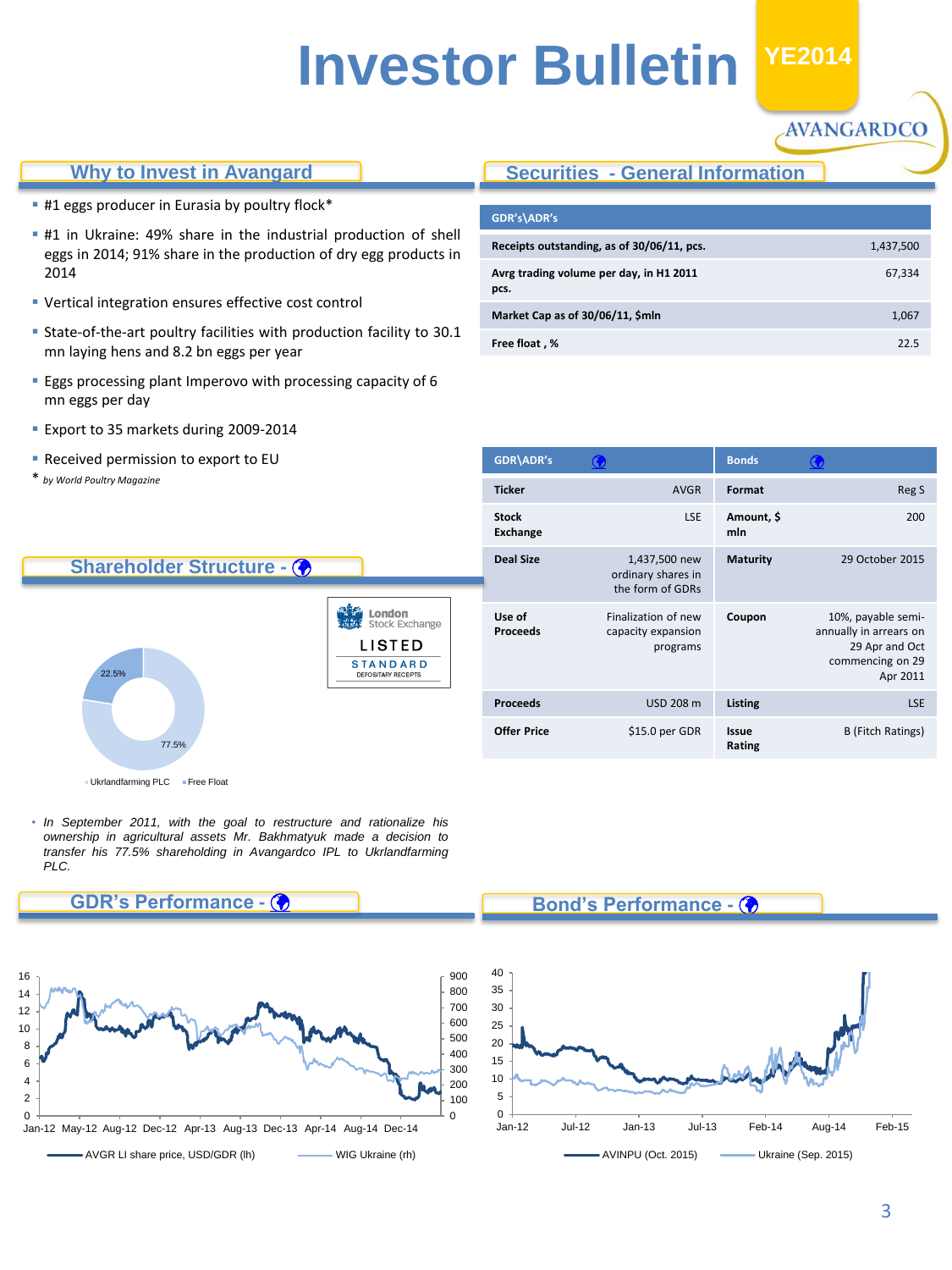# Investor Bulletin

YE2014

## Why to Invest in Avangard

- #1 eggs producer in Eurasia by poultry flock*
- #1 in Ukraine: 49% share in the industrial production of shell eggs in 2014; 91% share in the production of dry egg products in 2014
- Vertical integration ensures effective cost control
- State-of-the-art poultry facilities with production facility to 30.1 mn laying hens and 8.2 bn eggs per year
- Eggs processing plant Imperovo with processing capacity of 6 mn eggs per day
- Export to 35 markets during 2009-2014
- Received permission to export to EU

\* *by World Poultry Magazine*

## Securities - General Information

| GDR's\ADR's | |
|---|---|
| Receipts outstanding, as of 30/06/11, pcs. | 1,437,500 |
| Avrg trading volume per day, in H1 2011 pcs. | 67,334 |
| Market Cap as of 30/06/11, $mln | 1,067 |
| Free float , % | 22.5 |

| GDR\ADR's | | Bonds | |
|---|---|---|---|
| Ticker | AVGR | Format | Reg S |
| Stock Exchange | LSE | Amount, $ mln | 200 |
| Deal Size | 1,437,500 new ordinary shares in the form of GDRs | Maturity | 29 October 2015 |
| Use of Proceeds | Finalization of new capacity expansion programs | Coupon | 10%, payable semi-annually in arrears on 29 Apr and Oct commencing on 29 Apr 2011 |
| Proceeds | USD 208 m | Listing | LSE |
| Offer Price | $15.0 per GDR | Issue Rating | B (Fitch Ratings) |

## Shareholder Structure

London Stock Exchange LISTED STANDARD DEPOSITARY RECEIPTS

Ukrlandfarming PLC 77.5%; Free Float 22.5%

- *In September 2011, with the goal to restructure and rationalize his ownership in agricultural assets Mr. Bakhmatyuk made a decision to transfer his 77.5% shareholding in Avangardco IPL to Ukrlandfarming PLC.*

## GDR's Performance

AVGR LI share price, USD/GDR (lh); WIG Ukraine (rh)

## Bond's Performance

AVINPU (Oct. 2015); Ukraine (Sep. 2015)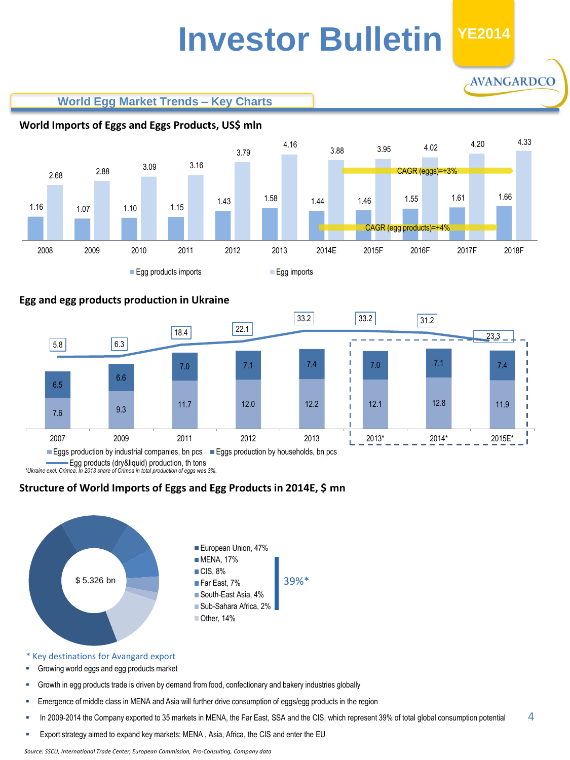# Investor Bulletin

YE2014

AVANGARDCO

## World Egg Market Trends – Key Charts

### World Imports of Eggs and Eggs Products, US$ mln

| Year | Egg products imports | Egg imports |
|---|---|---|
| 2008 | 1.16 | 2.68 |
| 2009 | 1.07 | 2.88 |
| 2010 | 1.10 | 3.09 |
| 2011 | 1.15 | 3.16 |
| 2012 | 1.43 | 3.79 |
| 2013 | 1.58 | 4.16 |
| 2014E | 1.44 | 3.88 |
| 2015F | 1.46 | 3.95 |
| 2016F | 1.55 | 4.02 |
| 2017F | 1.61 | 4.20 |
| 2018F | 1.66 | 4.33 |

CAGR (eggs)=+3%

CAGR (egg products)=+4%

### Egg and egg products production in Ukraine

| Year | Eggs production by industrial companies, bn pcs | Eggs production by households, bn pcs | Egg products (dry&liquid) production, th tons |
|---|---|---|---|
| 2007 | 7.6 | 6.5 | 5.8 |
| 2009 | 9.3 | 6.6 | 6.3 |
| 2011 | 11.7 | 7.0 | 18.4 |
| 2012 | 12.0 | 7.1 | 22.1 |
| 2013 | 12.2 | 7.4 | 33.2 |
| 2013* | 12.1 | 7.0 | 33.2 |
| 2014* | 12.8 | 7.1 | 31.2 |
| 2015E* | 11.9 | 7.4 | 23.3 |

*Ukraine excl. Crimea. In 2013 share of Crimea in total production of eggs was 3%.

### Structure of World Imports of Eggs and Egg Products in 2014E, $ mn

$ 5.326 bn

- European Union, 47%
- MENA, 17%
- CIS, 8%
- Far East, 7%
- South-East Asia, 4%
- Sub-Sahara Africa, 2%
- Other, 14%

39%* (MENA, CIS, Far East, South-East Asia, Sub-Sahara Africa)

\* Key destinations for Avangard export

- Growing world eggs and egg products market
- Growth in egg products trade is driven by demand from food, confectionary and bakery industries globally
- Emergence of middle class in MENA and Asia will further drive consumption of eggs/egg products in the region
- In 2009-2014 the Company exported to 35 markets in MENA, the Far East, SSA and the CIS, which represent 39% of total global consumption potential
- Export strategy aimed to expand key markets: MENA , Asia, Africa, the CIS and enter the EU

*Source: SSCU, International Trade Center, European Commission, Pro-Consulting, Company data*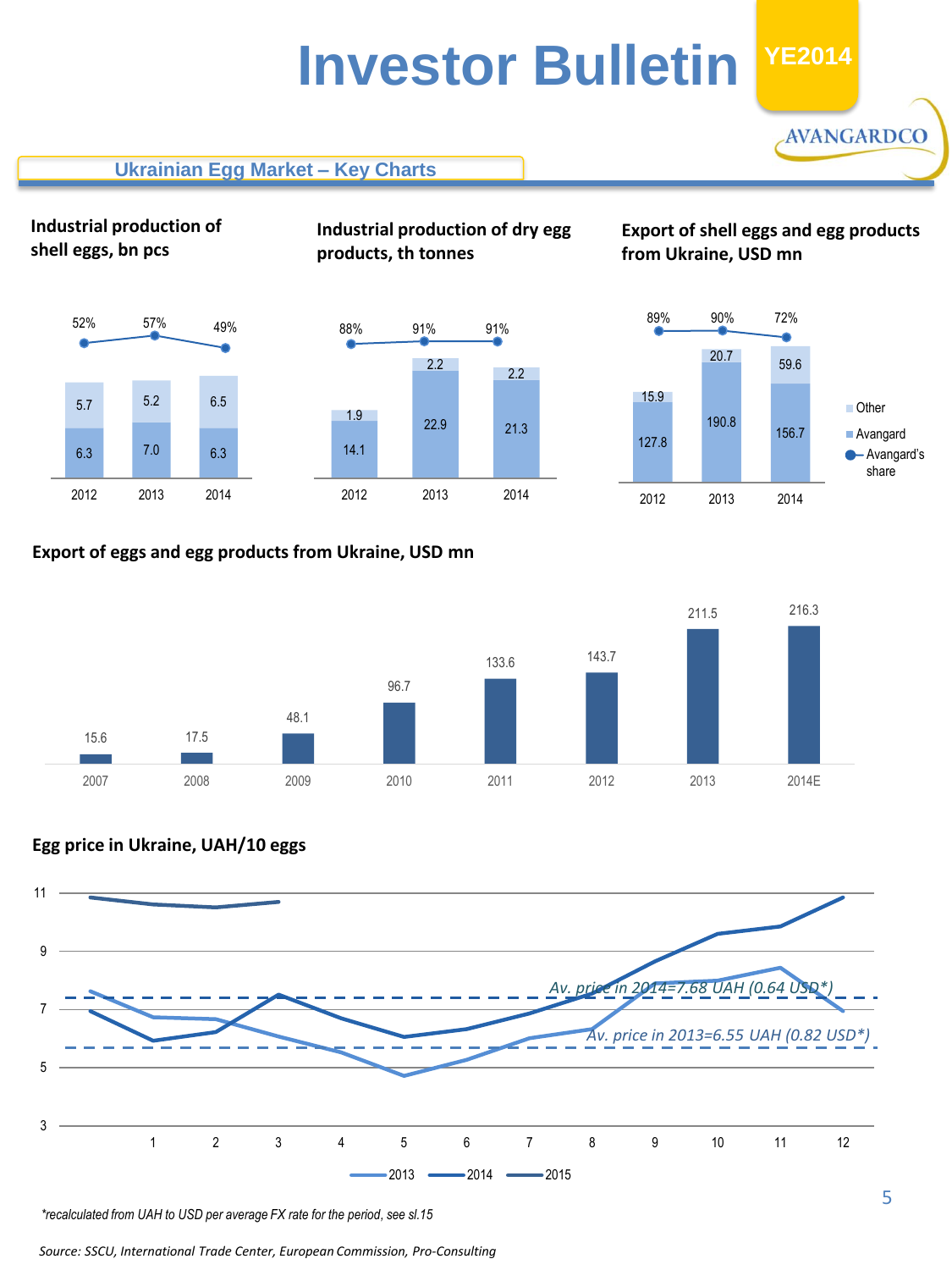# Investor Bulletin

YE2014

AVANGARDCO

## Ukrainian Egg Market – Key Charts

**Industrial production of shell eggs, bn pcs**

52% 57% 49%

5.7 5.2 6.5

6.3 7.0 6.3

2012 2013 2014

**Industrial production of dry egg products, th tonnes**

88% 91% 91%

1.9 2.2 2.2

14.1 22.9 21.3

2012 2013 2014

**Export of shell eggs and egg products from Ukraine, USD mn**

89% 90% 72%

15.9 20.7 59.6

127.8 190.8 156.7

2012 2013 2014

Other

Avangard

Avangard's share

**Export of eggs and egg products from Ukraine, USD mn**

15.6 17.5 48.1 96.7 133.6 143.7 211.5 216.3

2007 2008 2009 2010 2011 2012 2013 2014E

**Egg price in Ukraine, UAH/10 eggs**

11
9
7
5
3

1 2 3 4 5 6 7 8 9 10 11 12

*Av. price in 2014=7.68 UAH (0.64 USD\*)*

*Av. price in 2013=6.55 UAH (0.82 USD\*)*

2013 2014 2015

*\*recalculated from UAH to USD per average FX rate for the period, see sl.15*

*Source: SSCU, International Trade Center, European Commission, Pro-Consulting*